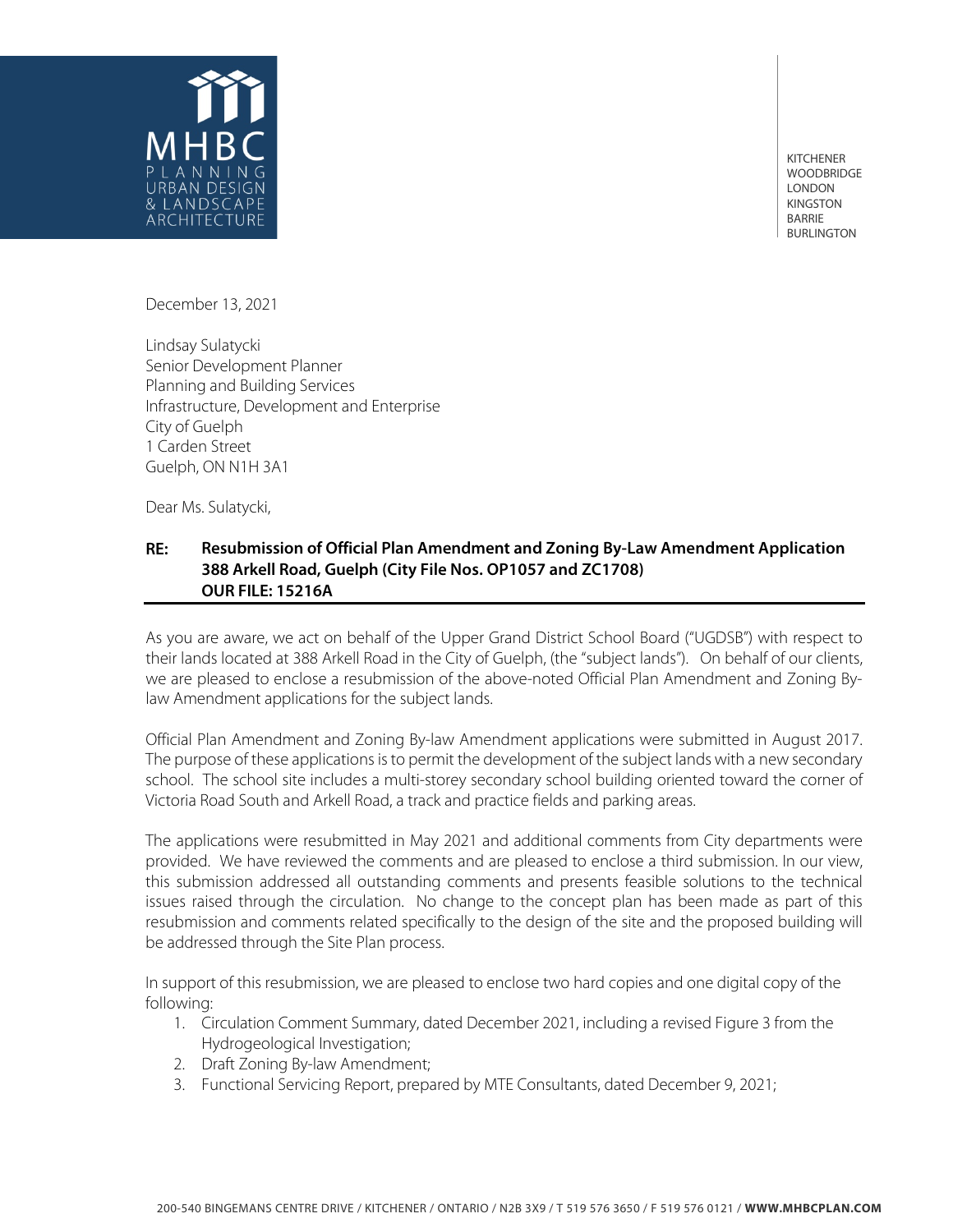MHBC
PLANNING
URBAN DESIGN
& LANDSCAPE
ARCHITECTURE

KITCHENER
WOODBRIDGE
LONDON
KINGSTON
BARRIE
BURLINGTON

December 13, 2021

Lindsay Sulatycki
Senior Development Planner
Planning and Building Services
Infrastructure, Development and Enterprise
City of Guelph
1 Carden Street
Guelph, ON N1H 3A1

Dear Ms. Sulatycki,

**RE: Resubmission of Official Plan Amendment and Zoning By-Law Amendment Application 388 Arkell Road, Guelph (City File Nos. OP1057 and ZC1708)**
**OUR FILE: 15216A**

As you are aware, we act on behalf of the Upper Grand District School Board ("UGDSB") with respect to their lands located at 388 Arkell Road in the City of Guelph, (the "subject lands"). On behalf of our clients, we are pleased to enclose a resubmission of the above-noted Official Plan Amendment and Zoning By-law Amendment applications for the subject lands.

Official Plan Amendment and Zoning By-law Amendment applications were submitted in August 2017. The purpose of these applications is to permit the development of the subject lands with a new secondary school. The school site includes a multi-storey secondary school building oriented toward the corner of Victoria Road South and Arkell Road, a track and practice fields and parking areas.

The applications were resubmitted in May 2021 and additional comments from City departments were provided. We have reviewed the comments and are pleased to enclose a third submission. In our view, this submission addressed all outstanding comments and presents feasible solutions to the technical issues raised through the circulation. No change to the concept plan has been made as part of this resubmission and comments related specifically to the design of the site and the proposed building will be addressed through the Site Plan process.

In support of this resubmission, we are pleased to enclose two hard copies and one digital copy of the following:

1. Circulation Comment Summary, dated December 2021, including a revised Figure 3 from the Hydrogeological Investigation;
2. Draft Zoning By-law Amendment;
3. Functional Servicing Report, prepared by MTE Consultants, dated December 9, 2021;

200-540 BINGEMANS CENTRE DRIVE / KITCHENER / ONTARIO / N2B 3X9 / T 519 576 3650 / F 519 576 0121 / **WWW.MHBCPLAN.COM**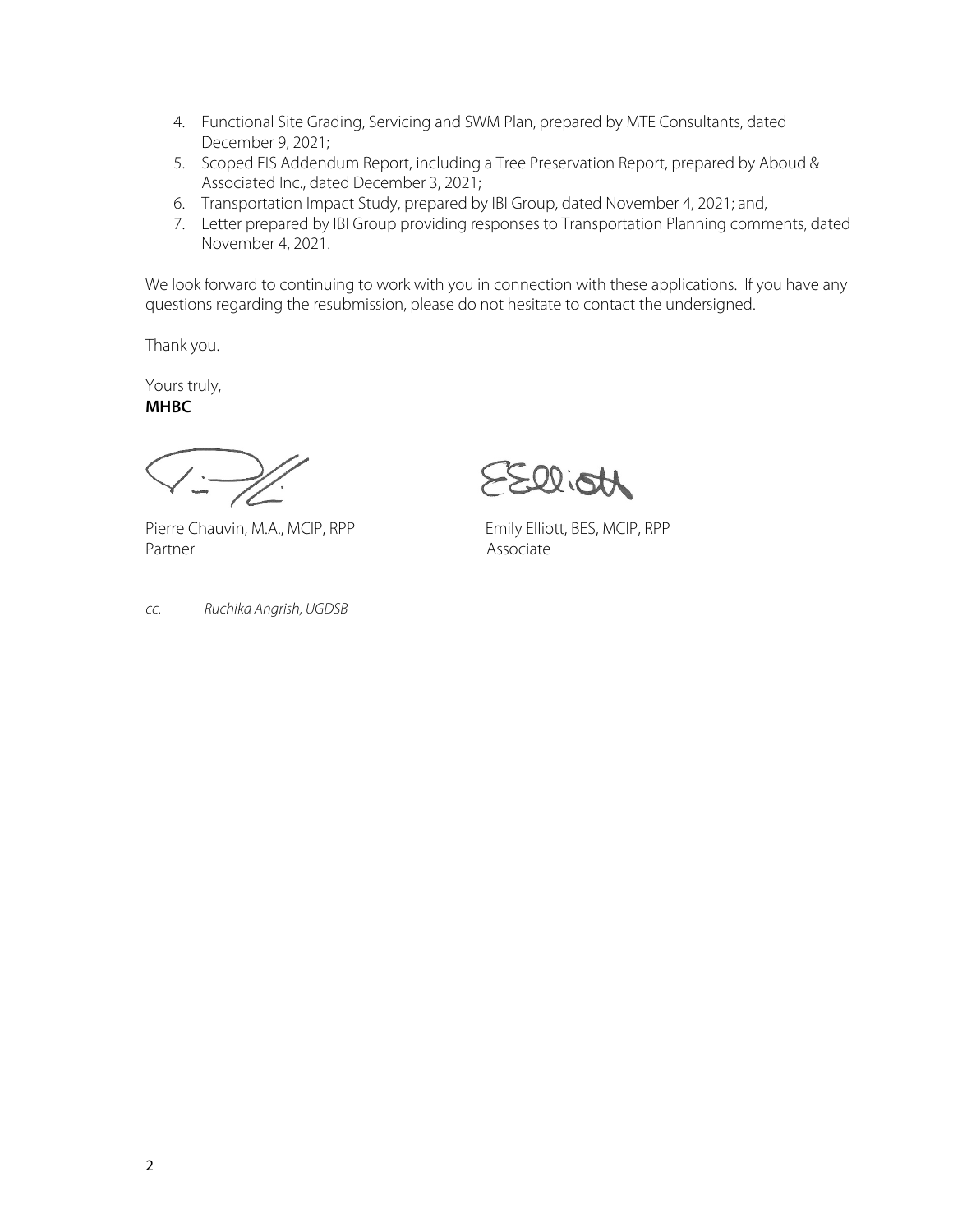4. Functional Site Grading, Servicing and SWM Plan, prepared by MTE Consultants, dated December 9, 2021;
5. Scoped EIS Addendum Report, including a Tree Preservation Report, prepared by Aboud & Associated Inc., dated December 3, 2021;
6. Transportation Impact Study, prepared by IBI Group, dated November 4, 2021; and,
7. Letter prepared by IBI Group providing responses to Transportation Planning comments, dated November 4, 2021.

We look forward to continuing to work with you in connection with these applications. If you have any questions regarding the resubmission, please do not hesitate to contact the undersigned.

Thank you.

Yours truly,
**MHBC**

Pierre Chauvin, M.A., MCIP, RPP
Partner

Emily Elliott, BES, MCIP, RPP
Associate

*cc. Ruchika Angrish, UGDSB*